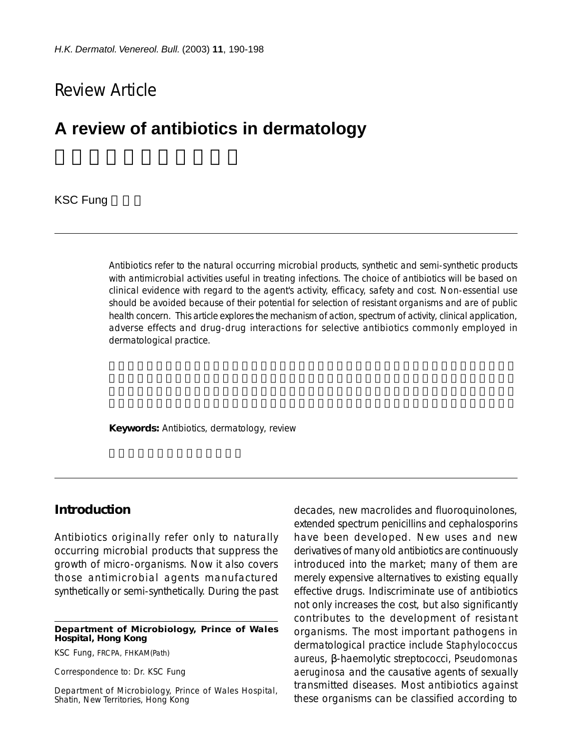Review Article

# A review of antibiotics in dermatology

KSC Fung

Antibiotics refer to the natural occurring microbial products, synthetic and semi-synthetic products with antimicrobial activities useful in treating infections. The choice of antibiotics will be based on clinical evidence with regard to the agent's activity, efficacy, safety and cost. Non-essential use should be avoided because of their potential for selection of resistant organisms and are of public health concern. This article explores the mechanism of action, spectrum of activity, clinical application, adverse effects and drug-drug interactions for selective antibiotics commonly employed in dermatological practice.

**Keywords:** Antibiotics, dermatology, review

## Introduction

Antibiotics originally refer only to naturally occurring microbial products that suppress the growth of micro-organisms. Now it also covers those antimicrobial agents manufactured synthetically or semi-synthetically. During the past decades, new macrolides and fluoroquinolones, extended spectrum penicillins and cephalosporins have been developed. New uses and new derivatives of many old antibiotics are continuously introduced into the market; many of them are merely expensive alternatives to existing equally effective drugs. Indiscriminate use of antibiotics not only increases the cost, but also significantly contributes to the development of resistant organisms. The most important pathogens in dermatological practice include *Staphylococcus aureus*, β-haemolytic streptococci, *Pseudomonas aeruginosa* and the causative agents of sexually transmitted diseases. Most antibiotics against these organisms can be classified according to

**Department of Microbiology, Prince of Wales Hospital, Hong Kong**

KSC Fung, FRCPA, FHKAM(Path)

Correspondence to: Dr. KSC Fung

Department of Microbiology, Prince of Wales Hospital, Shatin, New Territories, Hong Kong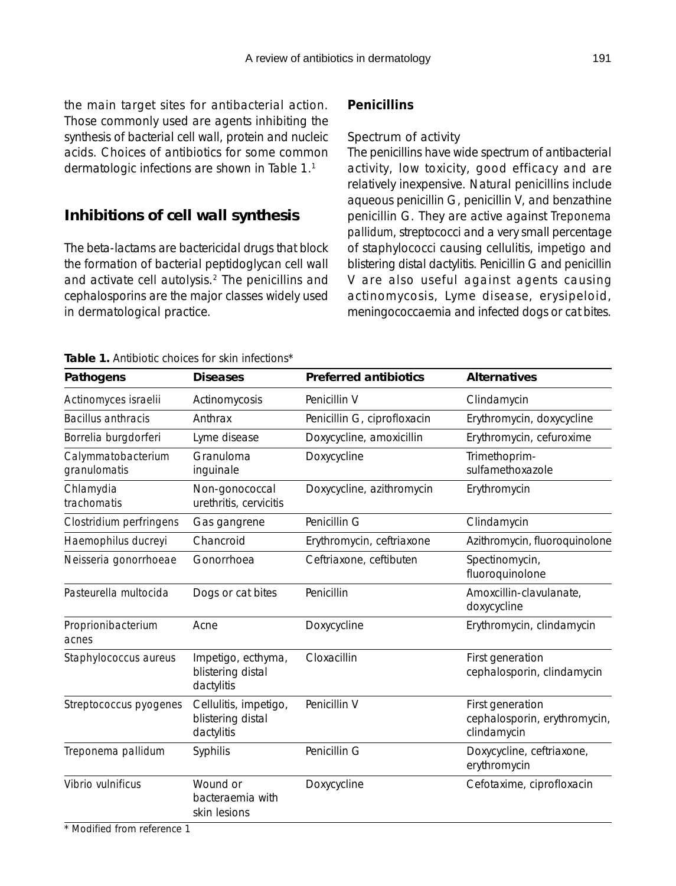the main target sites for antibacterial action. Those commonly used are agents inhibiting the synthesis of bacterial cell wall, protein and nucleic acids. Choices of antibiotics for some common dermatologic infections are shown in Table 1.[1]

## Inhibitions of cell wall synthesis

The beta-lactams are bactericidal drugs that block the formation of bacterial peptidoglycan cell wall and activate cell autolysis.[2] The penicillins and cephalosporins are the major classes widely used in dermatological practice.

### Penicillins

Spectrum of activity

The penicillins have wide spectrum of antibacterial activity, low toxicity, good efficacy and are relatively inexpensive. Natural penicillins include aqueous penicillin G, penicillin V, and benzathine penicillin G. They are active against *Treponema pallidum*, streptococci and a very small percentage of staphylococci causing cellulitis, impetigo and blistering distal dactylitis. Penicillin G and penicillin V are also useful against agents causing actinomycosis, Lyme disease, erysipeloid, meningococcaemia and infected dogs or cat bites.

**Table 1.** Antibiotic choices for skin infections*

| Pathogens | Diseases | Preferred antibiotics | Alternatives |
|---|---|---|---|
| *Actinomyces israelii* | Actinomycosis | Penicillin V | Clindamycin |
| *Bacillus anthracis* | Anthrax | Penicillin G, ciprofloxacin | Erythromycin, doxycycline |
| *Borrelia burgdorferi* | Lyme disease | Doxycycline, amoxicillin | Erythromycin, cefuroxime |
| *Calymmatobacterium granulomatis* | Granuloma inguinale | Doxycycline | Trimethoprim-sulfamethoxazole |
| *Chlamydia trachomatis* | Non-gonococcal urethritis, cervicitis | Doxycycline, azithromycin | Erythromycin |
| *Clostridium perfringens* | Gas gangrene | Penicillin G | Clindamycin |
| *Haemophilus ducreyi* | Chancroid | Erythromycin, ceftriaxone | Azithromycin, fluoroquinolone |
| *Neisseria gonorrhoeae* | Gonorrhoea | Ceftriaxone, ceftibuten | Spectinomycin, fluoroquinolone |
| *Pasteurella multocida* | Dogs or cat bites | Penicillin | Amoxcillin-clavulanate, doxycycline |
| *Proprionibacterium acnes* | Acne | Doxycycline | Erythromycin, clindamycin |
| *Staphylococcus aureus* | Impetigo, ecthyma, blistering distal dactylitis | Cloxacillin | First generation cephalosporin, clindamycin |
| *Streptococcus pyogenes* | Cellulitis, impetigo, blistering distal dactylitis | Penicillin V | First generation cephalosporin, erythromycin, clindamycin |
| *Treponema pallidum* | Syphilis | Penicillin G | Doxycycline, ceftriaxone, erythromycin |
| *Vibrio vulnificus* | Wound or bacteraemia with skin lesions | Doxycycline | Cefotaxime, ciprofloxacin |

\* Modified from reference 1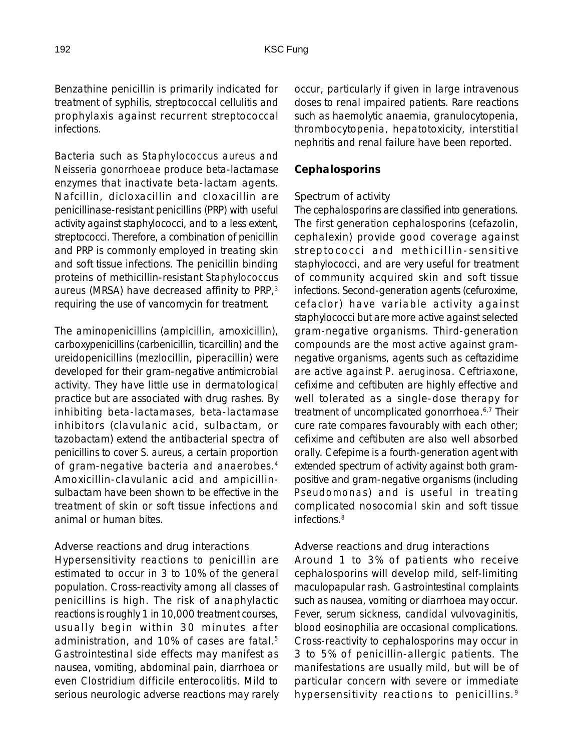Benzathine penicillin is primarily indicated for treatment of syphilis, streptococcal cellulitis and prophylaxis against recurrent streptococcal infections.

Bacteria such as *Staphylococcus aureus* and *Neisseria gonorrhoeae* produce beta-lactamase enzymes that inactivate beta-lactam agents. Nafcillin, dicloxacillin and cloxacillin are penicillinase-resistant penicillins (PRP) with useful activity against staphylococci, and to a less extent, streptococci. Therefore, a combination of penicillin and PRP is commonly employed in treating skin and soft tissue infections. The penicillin binding proteins of methicillin-resistant *Staphylococcus aureus* (MRSA) have decreased affinity to PRP,[3] requiring the use of vancomycin for treatment.

The aminopenicillins (ampicillin, amoxicillin), carboxypenicillins (carbenicillin, ticarcillin) and the ureidopenicillins (mezlocillin, piperacillin) were developed for their gram-negative antimicrobial activity. They have little use in dermatological practice but are associated with drug rashes. By inhibiting beta-lactamases, beta-lactamase inhibitors (clavulanic acid, sulbactam, or tazobactam) extend the antibacterial spectra of penicillins to cover *S. aureus*, a certain proportion of gram-negative bacteria and anaerobes.[4] Amoxicillin-clavulanic acid and ampicillin-sulbactam have been shown to be effective in the treatment of skin or soft tissue infections and animal or human bites.

Adverse reactions and drug interactions

Hypersensitivity reactions to penicillin are estimated to occur in 3 to 10% of the general population. Cross-reactivity among all classes of penicillins is high. The risk of anaphylactic reactions is roughly 1 in 10,000 treatment courses, usually begin within 30 minutes after administration, and 10% of cases are fatal.[5] Gastrointestinal side effects may manifest as nausea, vomiting, abdominal pain, diarrhoea or even *Clostridium difficile* enterocolitis. Mild to serious neurologic adverse reactions may rarely occur, particularly if given in large intravenous doses to renal impaired patients. Rare reactions such as haemolytic anaemia, granulocytopenia, thrombocytopenia, hepatotoxicity, interstitial nephritis and renal failure have been reported.

## Cephalosporins

Spectrum of activity

The cephalosporins are classified into generations. The first generation cephalosporins (cefazolin, cephalexin) provide good coverage against streptococci and methicillin-sensitive staphylococci, and are very useful for treatment of community acquired skin and soft tissue infections. Second-generation agents (cefuroxime, cefaclor) have variable activity against staphylococci but are more active against selected gram-negative organisms. Third-generation compounds are the most active against gram-negative organisms, agents such as ceftazidime are active against *P. aeruginosa*. Ceftriaxone, cefixime and ceftibuten are highly effective and well tolerated as a single-dose therapy for treatment of uncomplicated gonorrhoea.[6,7] Their cure rate compares favourably with each other; cefixime and ceftibuten are also well absorbed orally. Cefepime is a fourth-generation agent with extended spectrum of activity against both gram-positive and gram-negative organisms (including *Pseudomonas*) and is useful in treating complicated nosocomial skin and soft tissue infections.[8]

Adverse reactions and drug interactions

Around 1 to 3% of patients who receive cephalosporins will develop mild, self-limiting maculopapular rash. Gastrointestinal complaints such as nausea, vomiting or diarrhoea may occur. Fever, serum sickness, candidal vulvovaginitis, blood eosinophilia are occasional complications. Cross-reactivity to cephalosporins may occur in 3 to 5% of penicillin-allergic patients. The manifestations are usually mild, but will be of particular concern with severe or immediate hypersensitivity reactions to penicillins.[9]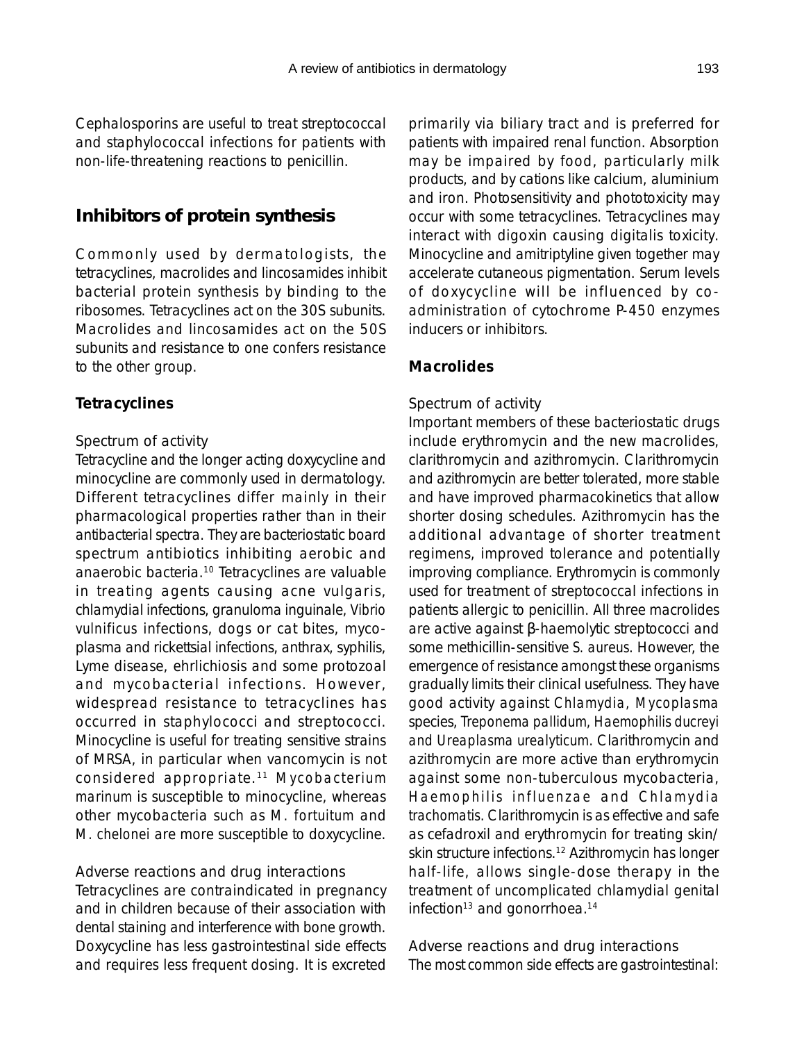Cephalosporins are useful to treat streptococcal and staphylococcal infections for patients with non-life-threatening reactions to penicillin.

## Inhibitors of protein synthesis

Commonly used by dermatologists, the tetracyclines, macrolides and lincosamides inhibit bacterial protein synthesis by binding to the ribosomes. Tetracyclines act on the 30S subunits. Macrolides and lincosamides act on the 50S subunits and resistance to one confers resistance to the other group.

### Tetracyclines

Spectrum of activity

Tetracycline and the longer acting doxycycline and minocycline are commonly used in dermatology. Different tetracyclines differ mainly in their pharmacological properties rather than in their antibacterial spectra. They are bacteriostatic board spectrum antibiotics inhibiting aerobic and anaerobic bacteria.[10] Tetracyclines are valuable in treating agents causing acne vulgaris, chlamydial infections, granuloma inguinale, *Vibrio vulnificus* infections, dogs or cat bites, mycoplasma and rickettsial infections, anthrax, syphilis, Lyme disease, ehrlichiosis and some protozoal and mycobacterial infections. However, widespread resistance to tetracyclines has occurred in staphylococci and streptococci. Minocycline is useful for treating sensitive strains of MRSA, in particular when vancomycin is not considered appropriate.[11] *Mycobacterium marinum* is susceptible to minocycline, whereas other mycobacteria such as *M. fortuitum* and *M. chelonei* are more susceptible to doxycycline.

Adverse reactions and drug interactions

Tetracyclines are contraindicated in pregnancy and in children because of their association with dental staining and interference with bone growth. Doxycycline has less gastrointestinal side effects and requires less frequent dosing. It is excreted primarily via biliary tract and is preferred for patients with impaired renal function. Absorption may be impaired by food, particularly milk products, and by cations like calcium, aluminium and iron. Photosensitivity and phototoxicity may occur with some tetracyclines. Tetracyclines may interact with digoxin causing digitalis toxicity. Minocycline and amitriptyline given together may accelerate cutaneous pigmentation. Serum levels of doxycycline will be influenced by co-administration of cytochrome P-450 enzymes inducers or inhibitors.

### Macrolides

Spectrum of activity

Important members of these bacteriostatic drugs include erythromycin and the new macrolides, clarithromycin and azithromycin. Clarithromycin and azithromycin are better tolerated, more stable and have improved pharmacokinetics that allow shorter dosing schedules. Azithromycin has the additional advantage of shorter treatment regimens, improved tolerance and potentially improving compliance. Erythromycin is commonly used for treatment of streptococcal infections in patients allergic to penicillin. All three macrolides are active against β-haemolytic streptococci and some methicillin-sensitive *S. aureus*. However, the emergence of resistance amongst these organisms gradually limits their clinical usefulness. They have good activity against *Chlamydia*, *Mycoplasma* species, *Treponema pallidum*, *Haemophilis ducreyi* and *Ureaplasma urealyticum*. Clarithromycin and azithromycin are more active than erythromycin against some non-tuberculous mycobacteria, *Haemophilis influenzae* and *Chlamydia trachomatis*. Clarithromycin is as effective and safe as cefadroxil and erythromycin for treating skin/skin structure infections.[12] Azithromycin has longer half-life, allows single-dose therapy in the treatment of uncomplicated chlamydial genital infection[13] and gonorrhoea.[14]

Adverse reactions and drug interactions

The most common side effects are gastrointestinal: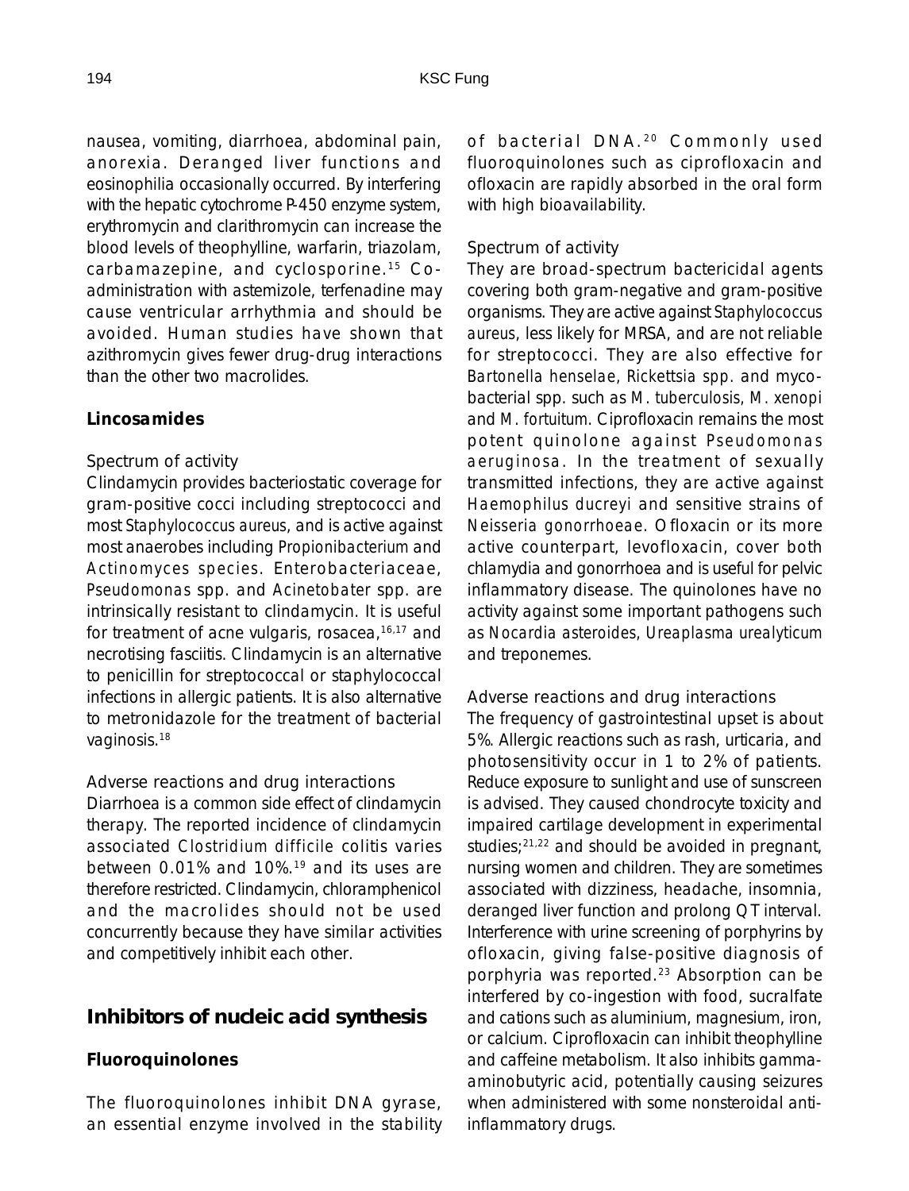nausea, vomiting, diarrhoea, abdominal pain, anorexia. Deranged liver functions and eosinophilia occasionally occurred. By interfering with the hepatic cytochrome P-450 enzyme system, erythromycin and clarithromycin can increase the blood levels of theophylline, warfarin, triazolam, carbamazepine, and cyclosporine.[15] Co-administration with astemizole, terfenadine may cause ventricular arrhythmia and should be avoided. Human studies have shown that azithromycin gives fewer drug-drug interactions than the other two macrolides.

### Lincosamides

#### Spectrum of activity

Clindamycin provides bacteriostatic coverage for gram-positive cocci including streptococci and most *Staphylococcus aureus*, and is active against most anaerobes including *Propionibacterium* and *Actinomyces species*. Enterobacteriaceae, *Pseudomonas* spp. and *Acinetobater* spp. are intrinsically resistant to clindamycin. It is useful for treatment of acne vulgaris, rosacea,[16,17] and necrotising fasciitis. Clindamycin is an alternative to penicillin for streptococcal or staphylococcal infections in allergic patients. It is also alternative to metronidazole for the treatment of bacterial vaginosis.[18]

#### Adverse reactions and drug interactions

Diarrhoea is a common side effect of clindamycin therapy. The reported incidence of clindamycin associated *Clostridium difficile* colitis varies between 0.01% and 10%.[19] and its uses are therefore restricted. Clindamycin, chloramphenicol and the macrolides should not be used concurrently because they have similar activities and competitively inhibit each other.

## Inhibitors of nucleic acid synthesis

### Fluoroquinolones

The fluoroquinolones inhibit DNA gyrase, an essential enzyme involved in the stability of bacterial DNA.[20] Commonly used fluoroquinolones such as ciprofloxacin and ofloxacin are rapidly absorbed in the oral form with high bioavailability.

#### Spectrum of activity

They are broad-spectrum bactericidal agents covering both gram-negative and gram-positive organisms. They are active against *Staphylococcus aureus*, less likely for MRSA, and are not reliable for streptococci. They are also effective for *Bartonella henselae*, *Rickettsia spp.* and mycobacterial spp. such as *M. tuberculosis*, *M. xenopi* and *M. fortuitum*. Ciprofloxacin remains the most potent quinolone against *Pseudomonas aeruginosa*. In the treatment of sexually transmitted infections, they are active against *Haemophilus ducreyi* and sensitive strains of *Neisseria gonorrhoeae*. Ofloxacin or its more active counterpart, levofloxacin, cover both chlamydia and gonorrhoea and is useful for pelvic inflammatory disease. The quinolones have no activity against some important pathogens such as *Nocardia asteroides*, *Ureaplasma urealyticum* and treponemes.

#### Adverse reactions and drug interactions

The frequency of gastrointestinal upset is about 5%. Allergic reactions such as rash, urticaria, and photosensitivity occur in 1 to 2% of patients. Reduce exposure to sunlight and use of sunscreen is advised. They caused chondrocyte toxicity and impaired cartilage development in experimental studies;[21,22] and should be avoided in pregnant, nursing women and children. They are sometimes associated with dizziness, headache, insomnia, deranged liver function and prolong QT interval. Interference with urine screening of porphyrins by ofloxacin, giving false-positive diagnosis of porphyria was reported.[23] Absorption can be interfered by co-ingestion with food, sucralfate and cations such as aluminium, magnesium, iron, or calcium. Ciprofloxacin can inhibit theophylline and caffeine metabolism. It also inhibits gamma-aminobutyric acid, potentially causing seizures when administered with some nonsteroidal anti-inflammatory drugs.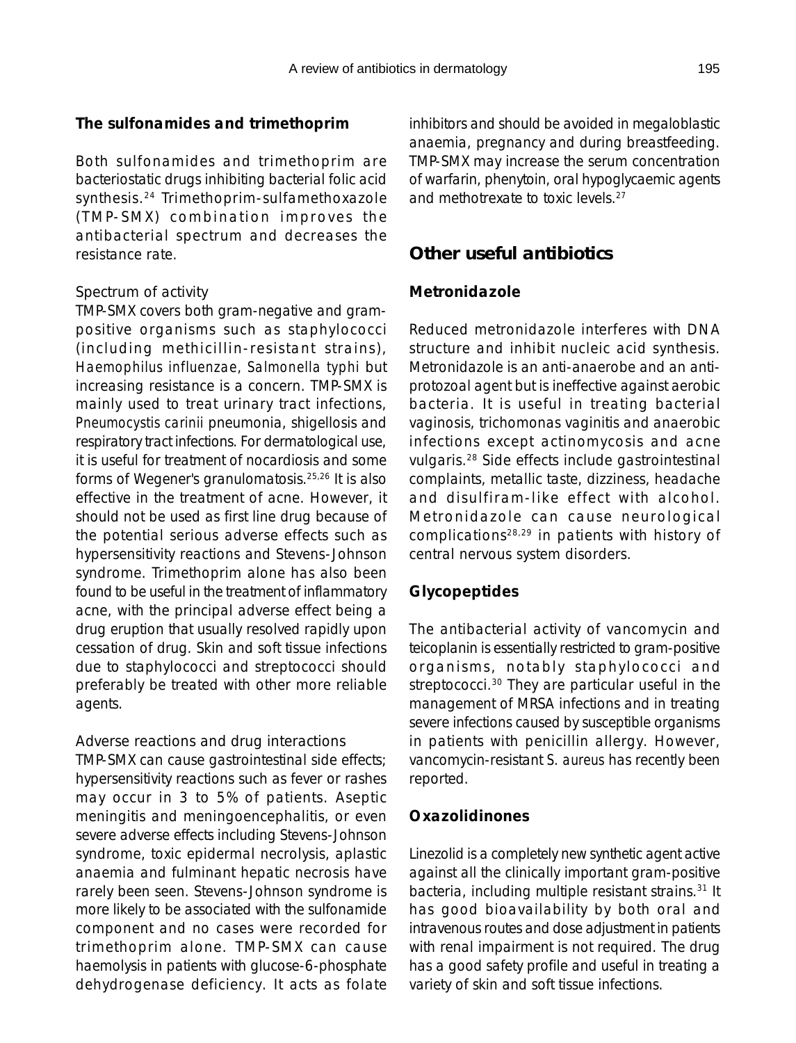### The sulfonamides and trimethoprim

Both sulfonamides and trimethoprim are bacteriostatic drugs inhibiting bacterial folic acid synthesis.[24] Trimethoprim-sulfamethoxazole (TMP-SMX) combination improves the antibacterial spectrum and decreases the resistance rate.

Spectrum of activity

TMP-SMX covers both gram-negative and gram-positive organisms such as staphylococci (including methicillin-resistant strains), *Haemophilus influenzae*, *Salmonella typhi* but increasing resistance is a concern. TMP-SMX is mainly used to treat urinary tract infections, *Pneumocystis carinii* pneumonia, shigellosis and respiratory tract infections. For dermatological use, it is useful for treatment of nocardiosis and some forms of Wegener's granulomatosis.[25,26] It is also effective in the treatment of acne. However, it should not be used as first line drug because of the potential serious adverse effects such as hypersensitivity reactions and Stevens-Johnson syndrome. Trimethoprim alone has also been found to be useful in the treatment of inflammatory acne, with the principal adverse effect being a drug eruption that usually resolved rapidly upon cessation of drug. Skin and soft tissue infections due to staphylococci and streptococci should preferably be treated with other more reliable agents.

Adverse reactions and drug interactions

TMP-SMX can cause gastrointestinal side effects; hypersensitivity reactions such as fever or rashes may occur in 3 to 5% of patients. Aseptic meningitis and meningoencephalitis, or even severe adverse effects including Stevens-Johnson syndrome, toxic epidermal necrolysis, aplastic anaemia and fulminant hepatic necrosis have rarely been seen. Stevens-Johnson syndrome is more likely to be associated with the sulfonamide component and no cases were recorded for trimethoprim alone. TMP-SMX can cause haemolysis in patients with glucose-6-phosphate dehydrogenase deficiency. It acts as folate inhibitors and should be avoided in megaloblastic anaemia, pregnancy and during breastfeeding. TMP-SMX may increase the serum concentration of warfarin, phenytoin, oral hypoglycaemic agents and methotrexate to toxic levels.[27]

## Other useful antibiotics

### Metronidazole

Reduced metronidazole interferes with DNA structure and inhibit nucleic acid synthesis. Metronidazole is an anti-anaerobe and an anti-protozoal agent but is ineffective against aerobic bacteria. It is useful in treating bacterial vaginosis, trichomonas vaginitis and anaerobic infections except actinomycosis and acne vulgaris.[28] Side effects include gastrointestinal complaints, metallic taste, dizziness, headache and disulfiram-like effect with alcohol. Metronidazole can cause neurological complications[28,29] in patients with history of central nervous system disorders.

### Glycopeptides

The antibacterial activity of vancomycin and teicoplanin is essentially restricted to gram-positive organisms, notably staphylococci and streptococci.[30] They are particular useful in the management of MRSA infections and in treating severe infections caused by susceptible organisms in patients with penicillin allergy. However, vancomycin-resistant *S. aureus* has recently been reported.

### Oxazolidinones

Linezolid is a completely new synthetic agent active against all the clinically important gram-positive bacteria, including multiple resistant strains.[31] It has good bioavailability by both oral and intravenous routes and dose adjustment in patients with renal impairment is not required. The drug has a good safety profile and useful in treating a variety of skin and soft tissue infections.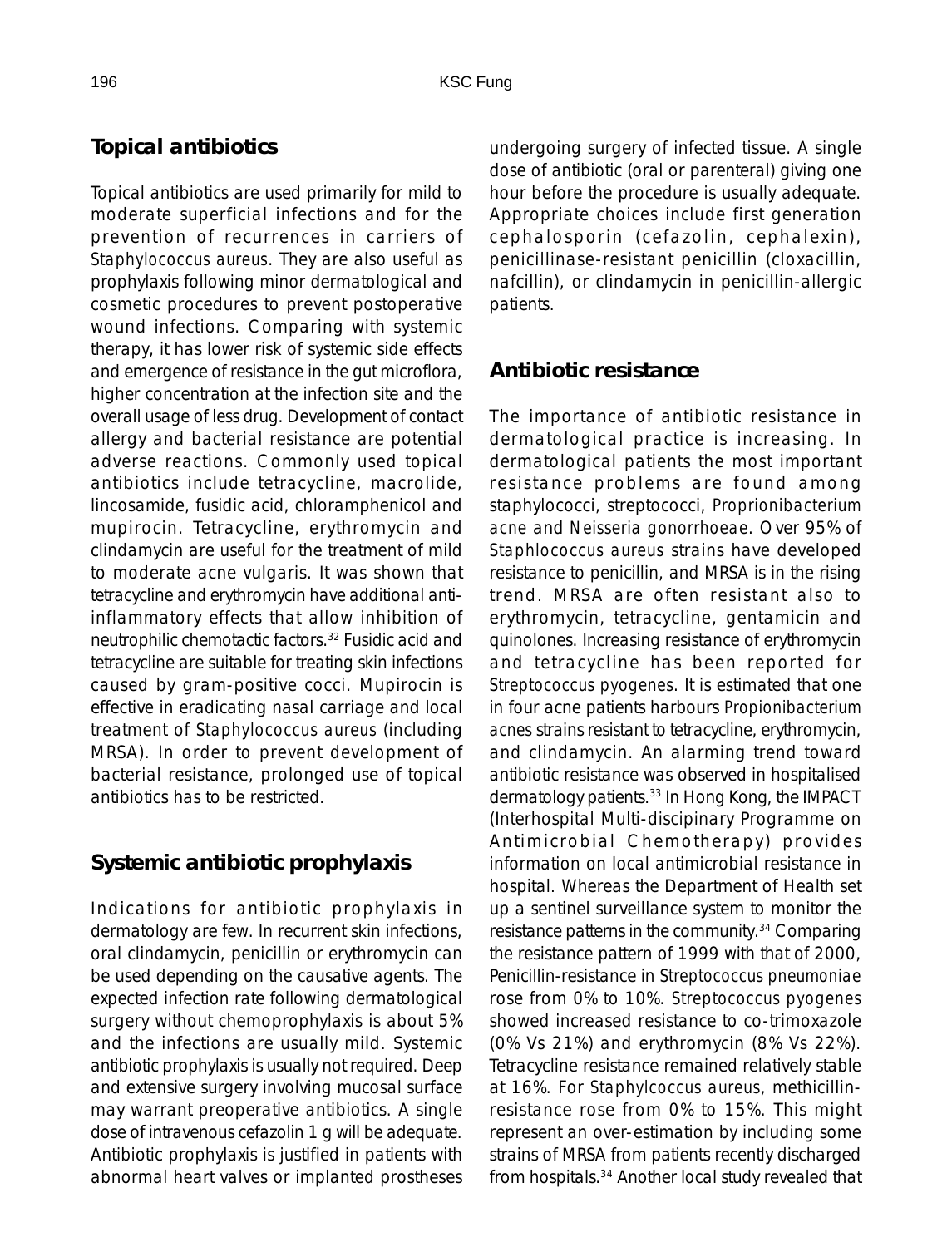## Topical antibiotics

Topical antibiotics are used primarily for mild to moderate superficial infections and for the prevention of recurrences in carriers of *Staphylococcus aureus*. They are also useful as prophylaxis following minor dermatological and cosmetic procedures to prevent postoperative wound infections. Comparing with systemic therapy, it has lower risk of systemic side effects and emergence of resistance in the gut microflora, higher concentration at the infection site and the overall usage of less drug. Development of contact allergy and bacterial resistance are potential adverse reactions. Commonly used topical antibiotics include tetracycline, macrolide, lincosamide, fusidic acid, chloramphenicol and mupirocin. Tetracycline, erythromycin and clindamycin are useful for the treatment of mild to moderate acne vulgaris. It was shown that tetracycline and erythromycin have additional anti-inflammatory effects that allow inhibition of neutrophilic chemotactic factors.[32] Fusidic acid and tetracycline are suitable for treating skin infections caused by gram-positive cocci. Mupirocin is effective in eradicating nasal carriage and local treatment of *Staphylococcus aureus* (including MRSA). In order to prevent development of bacterial resistance, prolonged use of topical antibiotics has to be restricted.

## Systemic antibiotic prophylaxis

Indications for antibiotic prophylaxis in dermatology are few. In recurrent skin infections, oral clindamycin, penicillin or erythromycin can be used depending on the causative agents. The expected infection rate following dermatological surgery without chemoprophylaxis is about 5% and the infections are usually mild. Systemic antibiotic prophylaxis is usually not required. Deep and extensive surgery involving mucosal surface may warrant preoperative antibiotics. A single dose of intravenous cefazolin 1 g will be adequate. Antibiotic prophylaxis is justified in patients with abnormal heart valves or implanted prostheses undergoing surgery of infected tissue. A single dose of antibiotic (oral or parenteral) giving one hour before the procedure is usually adequate. Appropriate choices include first generation cephalosporin (cefazolin, cephalexin), penicillinase-resistant penicillin (cloxacillin, nafcillin), or clindamycin in penicillin-allergic patients.

## Antibiotic resistance

The importance of antibiotic resistance in dermatological practice is increasing. In dermatological patients the most important resistance problems are found among staphylococci, streptococci, *Proprionibacterium acne* and *Neisseria gonorrhoeae*. Over 95% of *Staphlococcus aureus* strains have developed resistance to penicillin, and MRSA is in the rising trend. MRSA are often resistant also to erythromycin, tetracycline, gentamicin and quinolones. Increasing resistance of erythromycin and tetracycline has been reported for *Streptococcus pyogenes*. It is estimated that one in four acne patients harbours *Propionibacterium acnes* strains resistant to tetracycline, erythromycin, and clindamycin. An alarming trend toward antibiotic resistance was observed in hospitalised dermatology patients.[33] In Hong Kong, the IMPACT (Interhospital Multi-discipinary Programme on Antimicrobial Chemotherapy) provides information on local antimicrobial resistance in hospital. Whereas the Department of Health set up a sentinel surveillance system to monitor the resistance patterns in the community.[34] Comparing the resistance pattern of 1999 with that of 2000, Penicillin-resistance in *Streptococcus pneumoniae* rose from 0% to 10%. *Streptococcus pyogenes* showed increased resistance to co-trimoxazole (0% Vs 21%) and erythromycin (8% Vs 22%). Tetracycline resistance remained relatively stable at 16%. For *Staphylcoccus aureus*, methicillin-resistance rose from 0% to 15%. This might represent an over-estimation by including some strains of MRSA from patients recently discharged from hospitals.[34] Another local study revealed that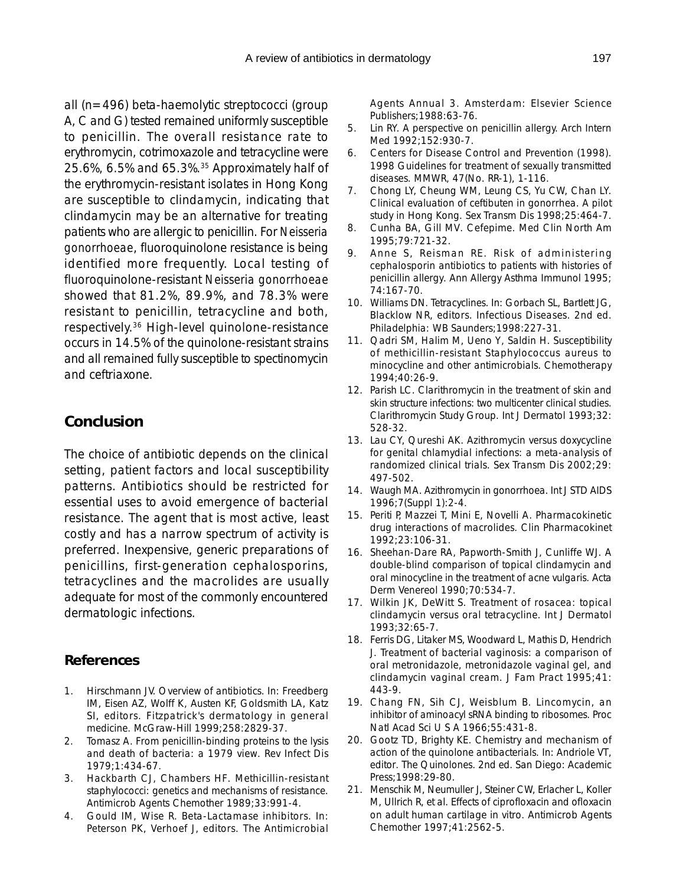all (n=496) beta-haemolytic streptococci (group A, C and G) tested remained uniformly susceptible to penicillin. The overall resistance rate to erythromycin, cotrimoxazole and tetracycline were 25.6%, 6.5% and 65.3%.[35] Approximately half of the erythromycin-resistant isolates in Hong Kong are susceptible to clindamycin, indicating that clindamycin may be an alternative for treating patients who are allergic to penicillin. For *Neisseria gonorrhoeae*, fluoroquinolone resistance is being identified more frequently. Local testing of fluoroquinolone-resistant *Neisseria gonorrhoeae* showed that 81.2%, 89.9%, and 78.3% were resistant to penicillin, tetracycline and both, respectively.[36] High-level quinolone-resistance occurs in 14.5% of the quinolone-resistant strains and all remained fully susceptible to spectinomycin and ceftriaxone.

## Conclusion

The choice of antibiotic depends on the clinical setting, patient factors and local susceptibility patterns. Antibiotics should be restricted for essential uses to avoid emergence of bacterial resistance. The agent that is most active, least costly and has a narrow spectrum of activity is preferred. Inexpensive, generic preparations of penicillins, first-generation cephalosporins, tetracyclines and the macrolides are usually adequate for most of the commonly encountered dermatologic infections.

## References

1. Hirschmann JV. Overview of antibiotics. In: Freedberg IM, Eisen AZ, Wolff K, Austen KF, Goldsmith LA, Katz SI, editors. Fitzpatrick's dermatology in general medicine. McGraw-Hill 1999;258:2829-37.
2. Tomasz A. From penicillin-binding proteins to the lysis and death of bacteria: a 1979 view. Rev Infect Dis 1979;1:434-67.
3. Hackbarth CJ, Chambers HF. Methicillin-resistant staphylococci: genetics and mechanisms of resistance. Antimicrob Agents Chemother 1989;33:991-4.
4. Gould IM, Wise R. Beta-Lactamase inhibitors. In: Peterson PK, Verhoef J, editors. The Antimicrobial Agents Annual 3. Amsterdam: Elsevier Science Publishers;1988:63-76.
5. Lin RY. A perspective on penicillin allergy. Arch Intern Med 1992;152:930-7.
6. Centers for Disease Control and Prevention (1998). 1998 Guidelines for treatment of sexually transmitted diseases. MMWR, 47(No. RR-1), 1-116.
7. Chong LY, Cheung WM, Leung CS, Yu CW, Chan LY. Clinical evaluation of ceftibuten in gonorrhea. A pilot study in Hong Kong. Sex Transm Dis 1998;25:464-7.
8. Cunha BA, Gill MV. Cefepime. Med Clin North Am 1995;79:721-32.
9. Anne S, Reisman RE. Risk of administering cephalosporin antibiotics to patients with histories of penicillin allergy. Ann Allergy Asthma Immunol 1995; 74:167-70.
10. Williams DN. Tetracyclines. In: Gorbach SL, Bartlett JG, Blacklow NR, editors. Infectious Diseases. 2nd ed. Philadelphia: WB Saunders;1998:227-31.
11. Qadri SM, Halim M, Ueno Y, Saldin H. Susceptibility of methicillin-resistant Staphylococcus aureus to minocycline and other antimicrobials. Chemotherapy 1994;40:26-9.
12. Parish LC. Clarithromycin in the treatment of skin and skin structure infections: two multicenter clinical studies. Clarithromycin Study Group. Int J Dermatol 1993;32: 528-32.
13. Lau CY, Qureshi AK. Azithromycin versus doxycycline for genital chlamydial infections: a meta-analysis of randomized clinical trials. Sex Transm Dis 2002;29: 497-502.
14. Waugh MA. Azithromycin in gonorrhoea. Int J STD AIDS 1996;7(Suppl 1):2-4.
15. Periti P, Mazzei T, Mini E, Novelli A. Pharmacokinetic drug interactions of macrolides. Clin Pharmacokinet 1992;23:106-31.
16. Sheehan-Dare RA, Papworth-Smith J, Cunliffe WJ. A double-blind comparison of topical clindamycin and oral minocycline in the treatment of acne vulgaris. Acta Derm Venereol 1990;70:534-7.
17. Wilkin JK, DeWitt S. Treatment of rosacea: topical clindamycin versus oral tetracycline. Int J Dermatol 1993;32:65-7.
18. Ferris DG, Litaker MS, Woodward L, Mathis D, Hendrich J. Treatment of bacterial vaginosis: a comparison of oral metronidazole, metronidazole vaginal gel, and clindamycin vaginal cream. J Fam Pract 1995;41: 443-9.
19. Chang FN, Sih CJ, Weisblum B. Lincomycin, an inhibitor of aminoacyl sRNA binding to ribosomes. Proc Natl Acad Sci U S A 1966;55:431-8.
20. Gootz TD, Brighty KE. Chemistry and mechanism of action of the quinolone antibacterials. In: Andriole VT, editor. The Quinolones. 2nd ed. San Diego: Academic Press;1998:29-80.
21. Menschik M, Neumuller J, Steiner CW, Erlacher L, Koller M, Ullrich R, et al. Effects of ciprofloxacin and ofloxacin on adult human cartilage in vitro. Antimicrob Agents Chemother 1997;41:2562-5.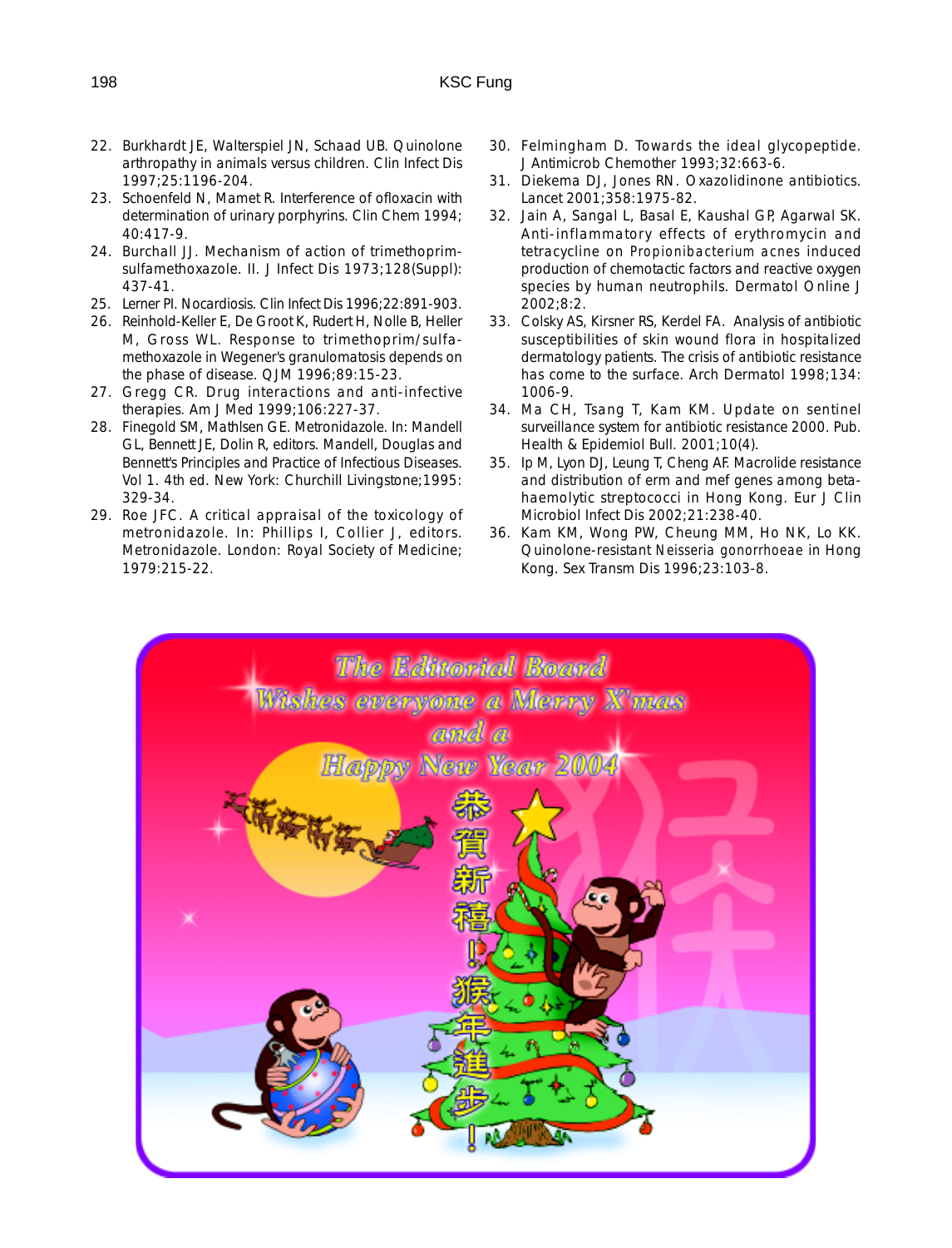22. Burkhardt JE, Walterspiel JN, Schaad UB. Quinolone arthropathy in animals versus children. Clin Infect Dis 1997;25:1196-204.
23. Schoenfeld N, Mamet R. Interference of ofloxacin with determination of urinary porphyrins. Clin Chem 1994; 40:417-9.
24. Burchall JJ. Mechanism of action of trimethoprim-sulfamethoxazole. II. J Infect Dis 1973;128(Suppl): 437-41.
25. Lerner PI. Nocardiosis. Clin Infect Dis 1996;22:891-903.
26. Reinhold-Keller E, De Groot K, Rudert H, Nolle B, Heller M, Gross WL. Response to trimethoprim/sulfamethoxazole in Wegener's granulomatosis depends on the phase of disease. QJM 1996;89:15-23.
27. Gregg CR. Drug interactions and anti-infective therapies. Am J Med 1999;106:227-37.
28. Finegold SM, Mathlsen GE. Metronidazole. In: Mandell GL, Bennett JE, Dolin R, editors. Mandell, Douglas and Bennett's Principles and Practice of Infectious Diseases. Vol 1. 4th ed. New York: Churchill Livingstone;1995: 329-34.
29. Roe JFC. A critical appraisal of the toxicology of metronidazole. In: Phillips I, Collier J, editors. Metronidazole. London: Royal Society of Medicine; 1979:215-22.
30. Felmingham D. Towards the ideal glycopeptide. J Antimicrob Chemother 1993;32:663-6.
31. Diekema DJ, Jones RN. Oxazolidinone antibiotics. Lancet 2001;358:1975-82.
32. Jain A, Sangal L, Basal E, Kaushal GP, Agarwal SK. Anti-inflammatory effects of erythromycin and tetracycline on *Propionibacterium acnes* induced production of chemotactic factors and reactive oxygen species by human neutrophils. Dermatol Online J 2002;8:2.
33. Colsky AS, Kirsner RS, Kerdel FA. Analysis of antibiotic susceptibilities of skin wound flora in hospitalized dermatology patients. The crisis of antibiotic resistance has come to the surface. Arch Dermatol 1998;134: 1006-9.
34. Ma CH, Tsang T, Kam KM. Update on sentinel surveillance system for antibiotic resistance 2000. Pub. Health & Epidemiol Bull. 2001;10(4).
35. Ip M, Lyon DJ, Leung T, Cheng AF. Macrolide resistance and distribution of erm and mef genes among beta-haemolytic streptococci in Hong Kong. Eur J Clin Microbiol Infect Dis 2002;21:238-40.
36. Kam KM, Wong PW, Cheung MM, Ho NK, Lo KK. Quinolone-resistant *Neisseria gonorrhoeae* in Hong Kong. Sex Transm Dis 1996;23:103-8.